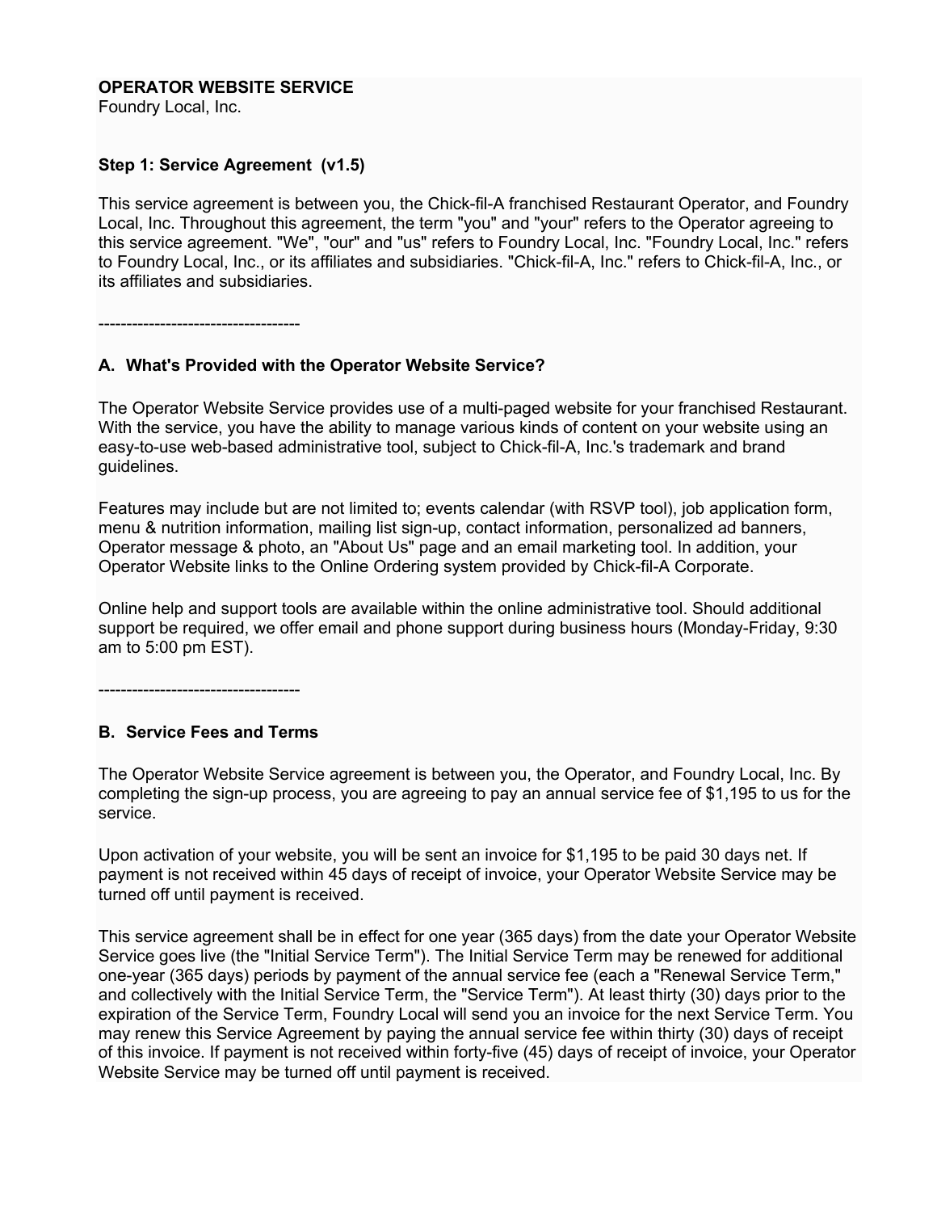**OPERATOR WEBSITE SERVICE**
Foundry Local, Inc.

### Step 1: Service Agreement (v1.5)

This service agreement is between you, the Chick-fil-A franchised Restaurant Operator, and Foundry Local, Inc. Throughout this agreement, the term "you" and "your" refers to the Operator agreeing to this service agreement. "We", "our" and "us" refers to Foundry Local, Inc. "Foundry Local, Inc." refers to Foundry Local, Inc., or its affiliates and subsidiaries. "Chick-fil-A, Inc." refers to Chick-fil-A, Inc., or its affiliates and subsidiaries.

------------------------------------

### A. What's Provided with the Operator Website Service?

The Operator Website Service provides use of a multi-paged website for your franchised Restaurant. With the service, you have the ability to manage various kinds of content on your website using an easy-to-use web-based administrative tool, subject to Chick-fil-A, Inc.'s trademark and brand guidelines.

Features may include but are not limited to; events calendar (with RSVP tool), job application form, menu & nutrition information, mailing list sign-up, contact information, personalized ad banners, Operator message & photo, an "About Us" page and an email marketing tool. In addition, your Operator Website links to the Online Ordering system provided by Chick-fil-A Corporate.

Online help and support tools are available within the online administrative tool. Should additional support be required, we offer email and phone support during business hours (Monday-Friday, 9:30 am to 5:00 pm EST).

------------------------------------

### B. Service Fees and Terms

The Operator Website Service agreement is between you, the Operator, and Foundry Local, Inc. By completing the sign-up process, you are agreeing to pay an annual service fee of $1,195 to us for the service.

Upon activation of your website, you will be sent an invoice for $1,195 to be paid 30 days net. If payment is not received within 45 days of receipt of invoice, your Operator Website Service may be turned off until payment is received.

This service agreement shall be in effect for one year (365 days) from the date your Operator Website Service goes live (the "Initial Service Term"). The Initial Service Term may be renewed for additional one-year (365 days) periods by payment of the annual service fee (each a "Renewal Service Term," and collectively with the Initial Service Term, the "Service Term"). At least thirty (30) days prior to the expiration of the Service Term, Foundry Local will send you an invoice for the next Service Term. You may renew this Service Agreement by paying the annual service fee within thirty (30) days of receipt of this invoice. If payment is not received within forty-five (45) days of receipt of invoice, your Operator Website Service may be turned off until payment is received.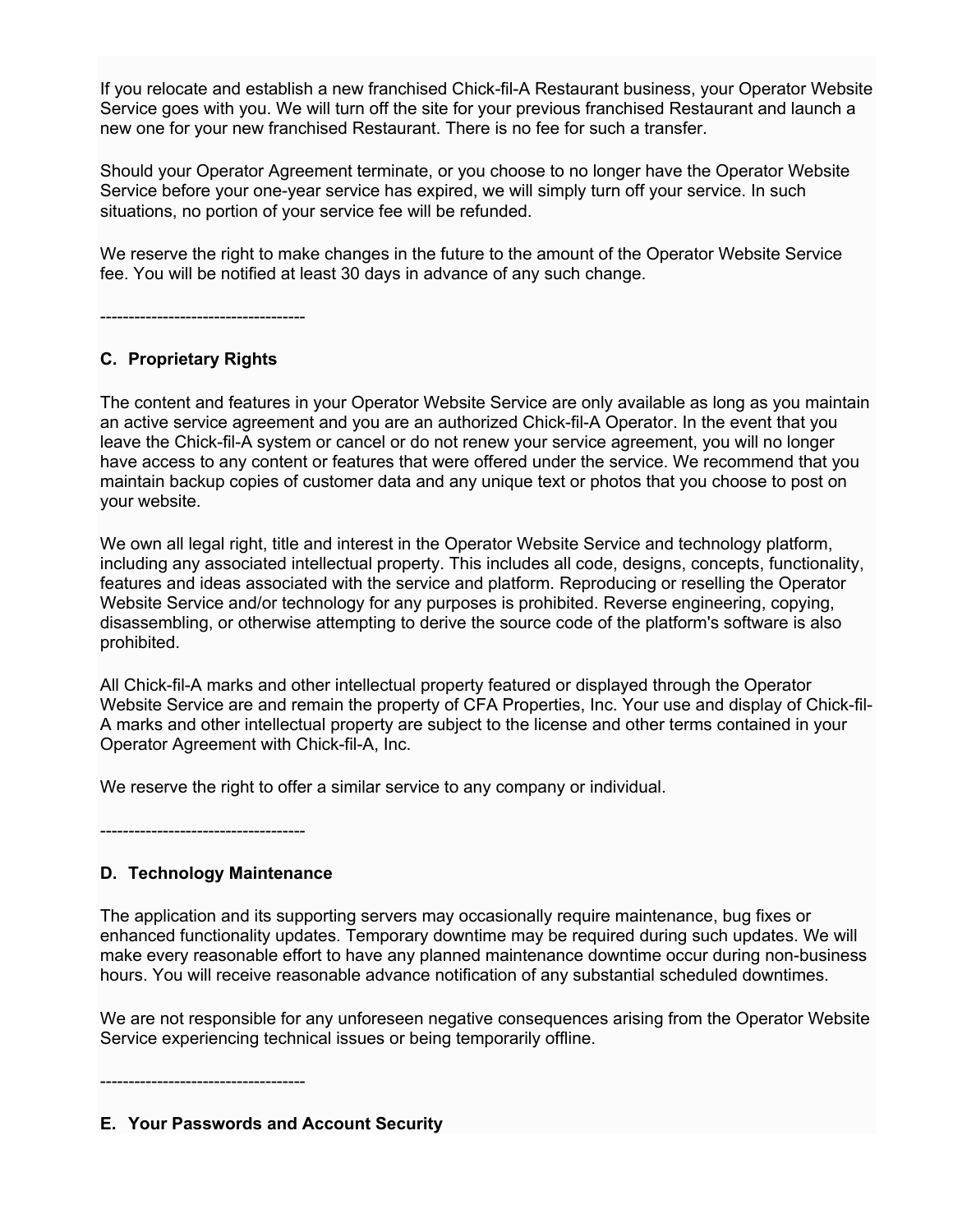If you relocate and establish a new franchised Chick-fil-A Restaurant business, your Operator Website Service goes with you. We will turn off the site for your previous franchised Restaurant and launch a new one for your new franchised Restaurant. There is no fee for such a transfer.

Should your Operator Agreement terminate, or you choose to no longer have the Operator Website Service before your one-year service has expired, we will simply turn off your service. In such situations, no portion of your service fee will be refunded.

We reserve the right to make changes in the future to the amount of the Operator Website Service fee. You will be notified at least 30 days in advance of any such change.

------------------------------------

## C. Proprietary Rights

The content and features in your Operator Website Service are only available as long as you maintain an active service agreement and you are an authorized Chick-fil-A Operator. In the event that you leave the Chick-fil-A system or cancel or do not renew your service agreement, you will no longer have access to any content or features that were offered under the service. We recommend that you maintain backup copies of customer data and any unique text or photos that you choose to post on your website.

We own all legal right, title and interest in the Operator Website Service and technology platform, including any associated intellectual property. This includes all code, designs, concepts, functionality, features and ideas associated with the service and platform. Reproducing or reselling the Operator Website Service and/or technology for any purposes is prohibited. Reverse engineering, copying, disassembling, or otherwise attempting to derive the source code of the platform's software is also prohibited.

All Chick-fil-A marks and other intellectual property featured or displayed through the Operator Website Service are and remain the property of CFA Properties, Inc. Your use and display of Chick-fil-A marks and other intellectual property are subject to the license and other terms contained in your Operator Agreement with Chick-fil-A, Inc.

We reserve the right to offer a similar service to any company or individual.

------------------------------------

## D. Technology Maintenance

The application and its supporting servers may occasionally require maintenance, bug fixes or enhanced functionality updates. Temporary downtime may be required during such updates. We will make every reasonable effort to have any planned maintenance downtime occur during non-business hours. You will receive reasonable advance notification of any substantial scheduled downtimes.

We are not responsible for any unforeseen negative consequences arising from the Operator Website Service experiencing technical issues or being temporarily offline.

------------------------------------

## E. Your Passwords and Account Security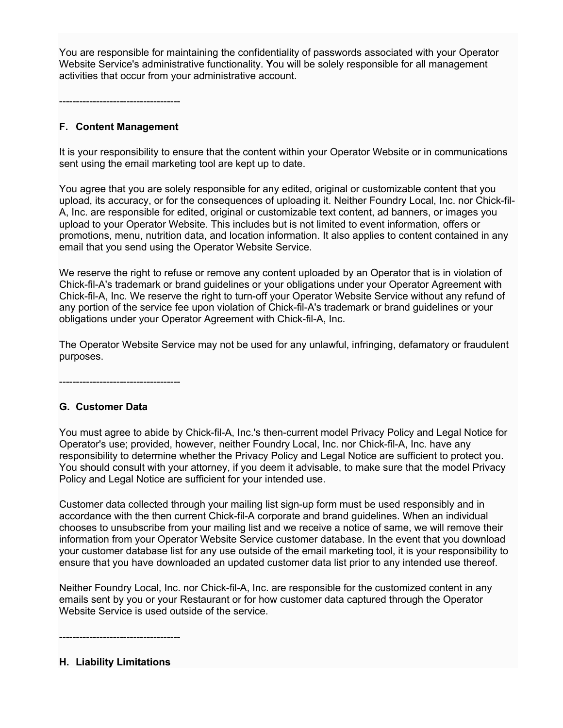You are responsible for maintaining the confidentiality of passwords associated with your Operator Website Service's administrative functionality. **Y**ou will be solely responsible for all management activities that occur from your administrative account.

-----------------------------------

**F. Content Management**

It is your responsibility to ensure that the content within your Operator Website or in communications sent using the email marketing tool are kept up to date.

You agree that you are solely responsible for any edited, original or customizable content that you upload, its accuracy, or for the consequences of uploading it. Neither Foundry Local, Inc. nor Chick-fil-A, Inc. are responsible for edited, original or customizable text content, ad banners, or images you upload to your Operator Website. This includes but is not limited to event information, offers or promotions, menu, nutrition data, and location information. It also applies to content contained in any email that you send using the Operator Website Service.

We reserve the right to refuse or remove any content uploaded by an Operator that is in violation of Chick-fil-A's trademark or brand guidelines or your obligations under your Operator Agreement with Chick-fil-A, Inc. We reserve the right to turn-off your Operator Website Service without any refund of any portion of the service fee upon violation of Chick-fil-A's trademark or brand guidelines or your obligations under your Operator Agreement with Chick-fil-A, Inc.

The Operator Website Service may not be used for any unlawful, infringing, defamatory or fraudulent purposes.

-----------------------------------

**G. Customer Data**

You must agree to abide by Chick-fil-A, Inc.'s then-current model Privacy Policy and Legal Notice for Operator's use; provided, however, neither Foundry Local, Inc. nor Chick-fil-A, Inc. have any responsibility to determine whether the Privacy Policy and Legal Notice are sufficient to protect you. You should consult with your attorney, if you deem it advisable, to make sure that the model Privacy Policy and Legal Notice are sufficient for your intended use.

Customer data collected through your mailing list sign-up form must be used responsibly and in accordance with the then current Chick-fil-A corporate and brand guidelines. When an individual chooses to unsubscribe from your mailing list and we receive a notice of same, we will remove their information from your Operator Website Service customer database. In the event that you download your customer database list for any use outside of the email marketing tool, it is your responsibility to ensure that you have downloaded an updated customer data list prior to any intended use thereof.

Neither Foundry Local, Inc. nor Chick-fil-A, Inc. are responsible for the customized content in any emails sent by you or your Restaurant or for how customer data captured through the Operator Website Service is used outside of the service.

-----------------------------------

**H. Liability Limitations**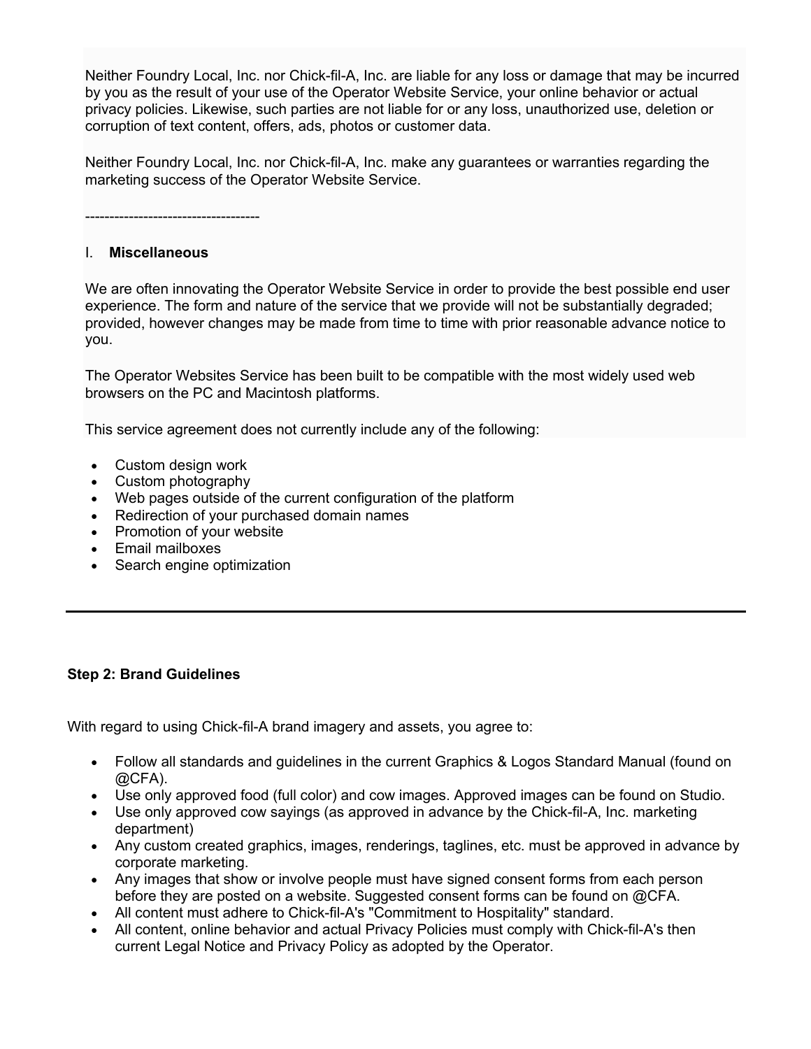Neither Foundry Local, Inc. nor Chick-fil-A, Inc. are liable for any loss or damage that may be incurred by you as the result of your use of the Operator Website Service, your online behavior or actual privacy policies. Likewise, such parties are not liable for or any loss, unauthorized use, deletion or corruption of text content, offers, ads, photos or customer data.

Neither Foundry Local, Inc. nor Chick-fil-A, Inc. make any guarantees or warranties regarding the marketing success of the Operator Website Service.

-----------------------------------

I. **Miscellaneous**

We are often innovating the Operator Website Service in order to provide the best possible end user experience. The form and nature of the service that we provide will not be substantially degraded; provided, however changes may be made from time to time with prior reasonable advance notice to you.

The Operator Websites Service has been built to be compatible with the most widely used web browsers on the PC and Macintosh platforms.

This service agreement does not currently include any of the following:

- Custom design work
- Custom photography
- Web pages outside of the current configuration of the platform
- Redirection of your purchased domain names
- Promotion of your website
- Email mailboxes
- Search engine optimization

---

**Step 2: Brand Guidelines**

With regard to using Chick-fil-A brand imagery and assets, you agree to:

- Follow all standards and guidelines in the current Graphics & Logos Standard Manual (found on @CFA).
- Use only approved food (full color) and cow images. Approved images can be found on Studio.
- Use only approved cow sayings (as approved in advance by the Chick-fil-A, Inc. marketing department)
- Any custom created graphics, images, renderings, taglines, etc. must be approved in advance by corporate marketing.
- Any images that show or involve people must have signed consent forms from each person before they are posted on a website. Suggested consent forms can be found on @CFA.
- All content must adhere to Chick-fil-A's "Commitment to Hospitality" standard.
- All content, online behavior and actual Privacy Policies must comply with Chick-fil-A's then current Legal Notice and Privacy Policy as adopted by the Operator.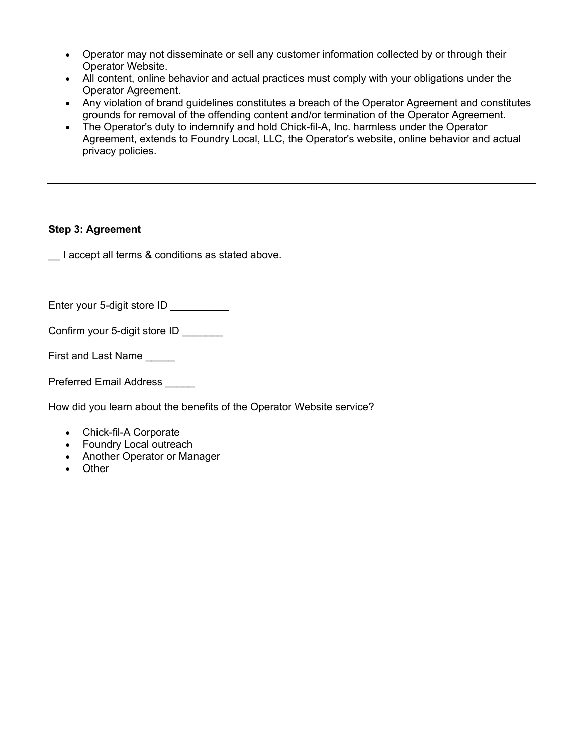- Operator may not disseminate or sell any customer information collected by or through their Operator Website.
- All content, online behavior and actual practices must comply with your obligations under the Operator Agreement.
- Any violation of brand guidelines constitutes a breach of the Operator Agreement and constitutes grounds for removal of the offending content and/or termination of the Operator Agreement.
- The Operator's duty to indemnify and hold Chick-fil-A, Inc. harmless under the Operator Agreement, extends to Foundry Local, LLC, the Operator's website, online behavior and actual privacy policies.

---

**Step 3: Agreement**

__ I accept all terms & conditions as stated above.

Enter your 5-digit store ID __________

Confirm your 5-digit store ID _______

First and Last Name _____

Preferred Email Address _____

How did you learn about the benefits of the Operator Website service?

- Chick-fil-A Corporate
- Foundry Local outreach
- Another Operator or Manager
- Other